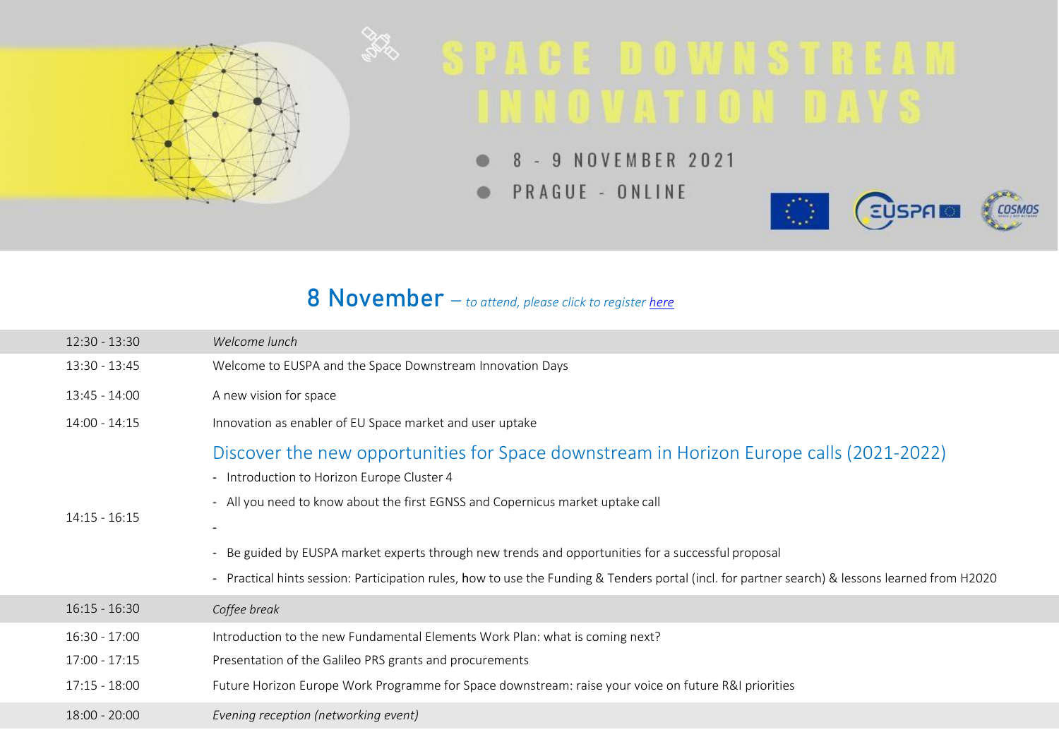# SPACE DOWNSTREAM INNOVATION DAYS

- 8 - 9 NOVEMBER 2021
- PRAGUE - ONLINE

## 8 November – *to attend, please click to register [here]*

| Time | Session |
|---|---|
| 12:30 - 13:30 | *Welcome lunch* |
| 13:30 - 13:45 | Welcome to EUSPA and the Space Downstream Innovation Days |
| 13:45 - 14:00 | A new vision for space |
| 14:00 - 14:15 | Innovation as enabler of EU Space market and user uptake |
| 14:15 - 16:15 | **Discover the new opportunities for Space downstream in Horizon Europe calls (2021-2022)**<br>- Introduction to Horizon Europe Cluster 4<br>- All you need to know about the first EGNSS and Copernicus market uptake call<br>-<br>- Be guided by EUSPA market experts through new trends and opportunities for a successful proposal<br>- Practical hints session: Participation rules, how to use the Funding & Tenders portal (incl. for partner search) & lessons learned from H2020 |
| 16:15 - 16:30 | *Coffee break* |
| 16:30 - 17:00 | Introduction to the new Fundamental Elements Work Plan: what is coming next? |
| 17:00 - 17:15 | Presentation of the Galileo PRS grants and procurements |
| 17:15 - 18:00 | Future Horizon Europe Work Programme for Space downstream: raise your voice on future R&I priorities |
| 18:00 - 20:00 | *Evening reception (networking event)* |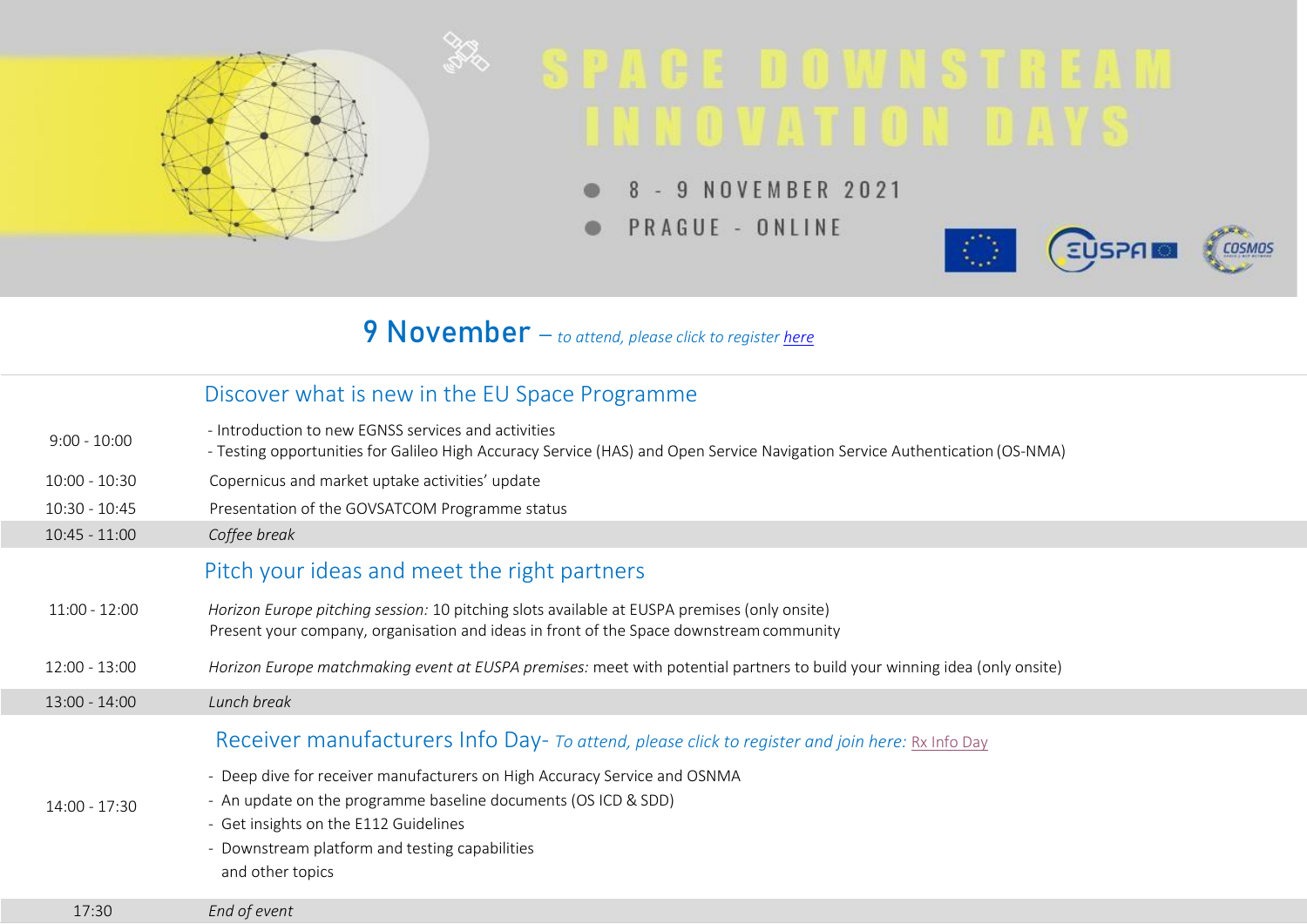# SPACE DOWNSTREAM INNOVATION DAYS

- 8 - 9 NOVEMBER 2021
- PRAGUE - ONLINE

## 9 November – *to attend, please click to register here*

### Discover what is new in the EU Space Programme

| | |
|---|---|
| 9:00 - 10:00 | - Introduction to new EGNSS services and activities<br>- Testing opportunities for Galileo High Accuracy Service (HAS) and Open Service Navigation Service Authentication (OS-NMA) |
| 10:00 - 10:30 | Copernicus and market uptake activities' update |
| 10:30 - 10:45 | Presentation of the GOVSATCOM Programme status |
| 10:45 - 11:00 | *Coffee break* |

### Pitch your ideas and meet the right partners

| | |
|---|---|
| 11:00 - 12:00 | *Horizon Europe pitching session:* 10 pitching slots available at EUSPA premises (only onsite)<br>Present your company, organisation and ideas in front of the Space downstream community |
| 12:00 - 13:00 | *Horizon Europe matchmaking event at EUSPA premises:* meet with potential partners to build your winning idea (only onsite) |
| 13:00 - 14:00 | *Lunch break* |

### Receiver manufacturers Info Day- *To attend, please click to register and join here:* Rx Info Day

| | |
|---|---|
| 14:00 - 17:30 | - Deep dive for receiver manufacturers on High Accuracy Service and OSNMA<br>- An update on the programme baseline documents (OS ICD & SDD)<br>- Get insights on the E112 Guidelines<br>- Downstream platform and testing capabilities<br>and other topics |
| 17:30 | *End of event* |